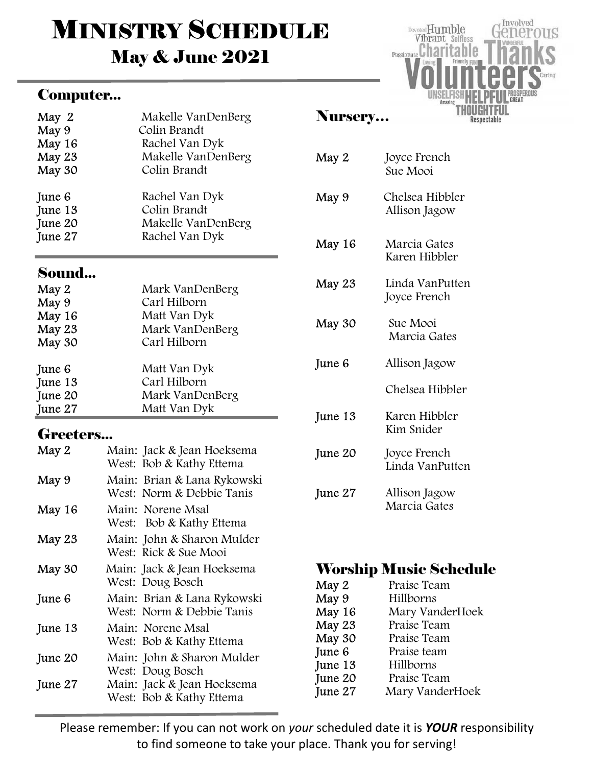# Ministry Schedule

## May & June 2021

### Computer...

| | |
|---|---|
| May 2 | Makelle VanDenBerg |
| May 9 | Colin Brandt |
| May 16 | Rachel Van Dyk |
| May 23 | Makelle VanDenBerg |
| May 30 | Colin Brandt |
| June 6 | Rachel Van Dyk |
| June 13 | Colin Brandt |
| June 20 | Makelle VanDenBerg |
| June 27 | Rachel Van Dyk |

### Sound...

| | |
|---|---|
| May 2 | Mark VanDenBerg |
| May 9 | Carl Hilborn |
| May 16 | Matt Van Dyk |
| May 23 | Mark VanDenBerg |
| May 30 | Carl Hilborn |
| June 6 | Matt Van Dyk |
| June 13 | Carl Hilborn |
| June 20 | Mark VanDenBerg |
| June 27 | Matt Van Dyk |

### Greeters...

| | |
|---|---|
| May 2 | Main: Jack & Jean Hoeksema<br>West: Bob & Kathy Ettema |
| May 9 | Main: Brian & Lana Rykowski<br>West: Norm & Debbie Tanis |
| May 16 | Main: Norene Msal<br>West: Bob & Kathy Ettema |
| May 23 | Main: John & Sharon Mulder<br>West: Rick & Sue Mooi |
| May 30 | Main: Jack & Jean Hoeksema<br>West: Doug Bosch |
| June 6 | Main: Brian & Lana Rykowski<br>West: Norm & Debbie Tanis |
| June 13 | Main: Norene Msal<br>West: Bob & Kathy Ettema |
| June 20 | Main: John & Sharon Mulder<br>West: Doug Bosch |
| June 27 | Main: Jack & Jean Hoeksema<br>West: Bob & Kathy Ettema |

### Nursery...

| | |
|---|---|
| May 2 | Joyce French<br>Sue Mooi |
| May 9 | Chelsea Hibbler<br>Allison Jagow |
| May 16 | Marcia Gates<br>Karen Hibbler |
| May 23 | Linda VanPutten<br>Joyce French |
| May 30 | Sue Mooi<br>Marcia Gates |
| June 6 | Allison Jagow<br>Chelsea Hibbler |
| June 13 | Karen Hibbler<br>Kim Snider |
| June 20 | Joyce French<br>Linda VanPutten |
| June 27 | Allison Jagow<br>Marcia Gates |

### Worship Music Schedule

| | |
|---|---|
| May 2 | Praise Team |
| May 9 | Hillborns |
| May 16 | Mary VanderHoek |
| May 23 | Praise Team |
| May 30 | Praise Team |
| June 6 | Praise team |
| June 13 | Hillborns |
| June 20 | Praise Team |
| June 27 | Mary VanderHoek |

Please remember: If you can not work on *your* scheduled date it is ***YOUR*** responsibility to find someone to take your place. Thank you for serving!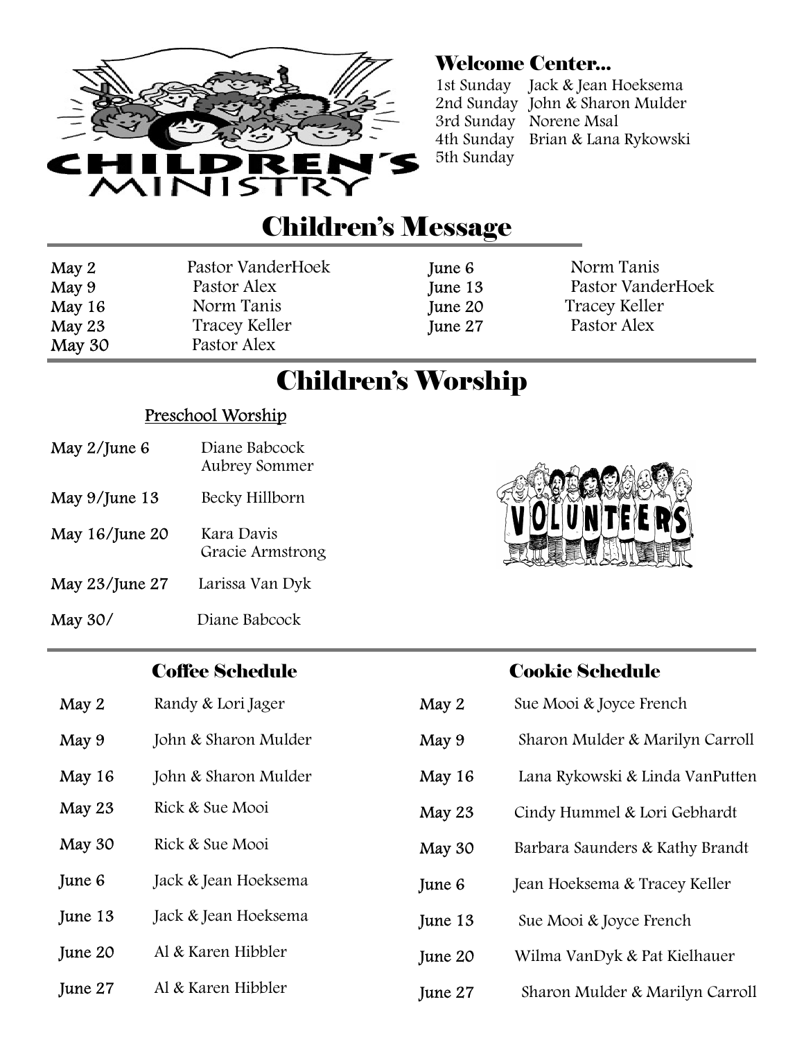## Welcome Center...

| | |
|---|---|
| 1st Sunday | Jack & Jean Hoeksema |
| 2nd Sunday | John & Sharon Mulder |
| 3rd Sunday | Norene Msal |
| 4th Sunday | Brian & Lana Rykowski |
| 5th Sunday | |

# Children's Message

| | | | |
|---|---|---|---|
| May 2 | Pastor VanderHoek | June 6 | Norm Tanis |
| May 9 | Pastor Alex | June 13 | Pastor VanderHoek |
| May 16 | Norm Tanis | June 20 | Tracey Keller |
| May 23 | Tracey Keller | June 27 | Pastor Alex |
| May 30 | Pastor Alex | | |

# Children's Worship

### Preschool Worship

| | |
|---|---|
| May 2/June 6 | Diane Babcock<br>Aubrey Sommer |
| May 9/June 13 | Becky Hillborn |
| May 16/June 20 | Kara Davis<br>Gracie Armstrong |
| May 23/June 27 | Larissa Van Dyk |
| May 30/ | Diane Babcock |

### Coffee Schedule

| | |
|---|---|
| May 2 | Randy & Lori Jager |
| May 9 | John & Sharon Mulder |
| May 16 | John & Sharon Mulder |
| May 23 | Rick & Sue Mooi |
| May 30 | Rick & Sue Mooi |
| June 6 | Jack & Jean Hoeksema |
| June 13 | Jack & Jean Hoeksema |
| June 20 | Al & Karen Hibbler |
| June 27 | Al & Karen Hibbler |

### Cookie Schedule

| | |
|---|---|
| May 2 | Sue Mooi & Joyce French |
| May 9 | Sharon Mulder & Marilyn Carroll |
| May 16 | Lana Rykowski & Linda VanPutten |
| May 23 | Cindy Hummel & Lori Gebhardt |
| May 30 | Barbara Saunders & Kathy Brandt |
| June 6 | Jean Hoeksema & Tracey Keller |
| June 13 | Sue Mooi & Joyce French |
| June 20 | Wilma VanDyk & Pat Kielhauer |
| June 27 | Sharon Mulder & Marilyn Carroll |